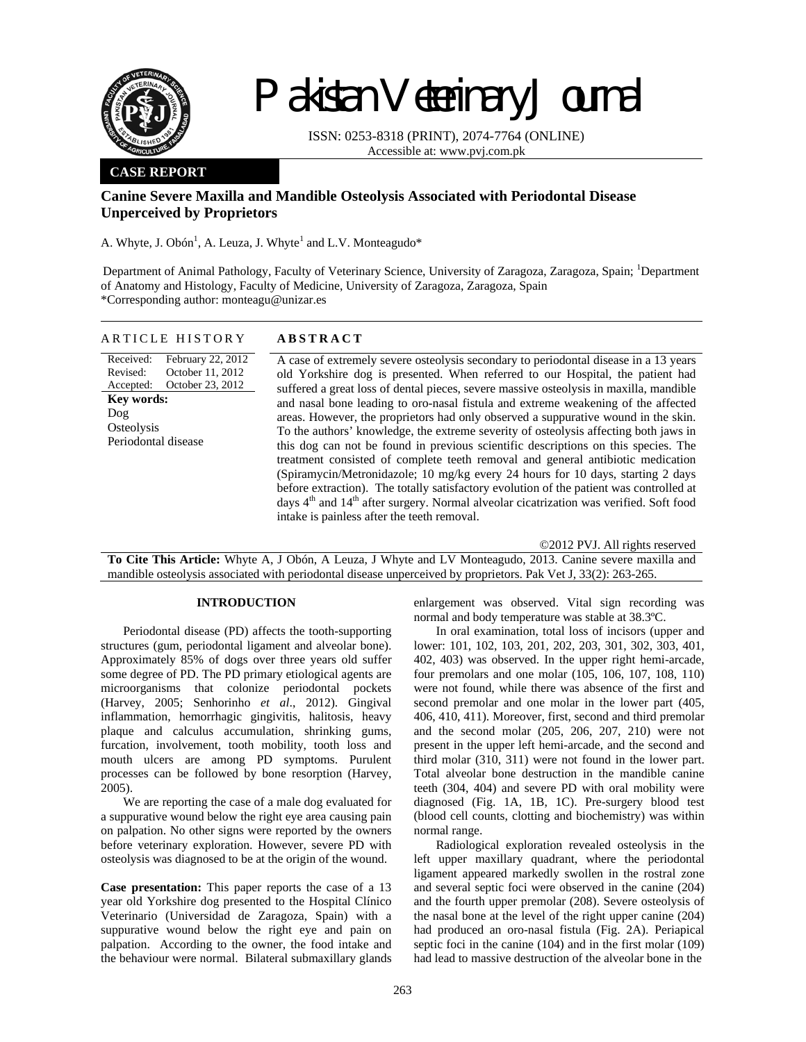Pakistan Veterinary Journal

ISSN: 0253-8318 (PRINT), 2074-7764 (ONLINE)
Accessible at: www.pvj.com.pk

**CASE REPORT**

# Canine Severe Maxilla and Mandible Osteolysis Associated with Periodontal Disease Unperceived by Proprietors

A. Whyte, J. Obón[1], A. Leuza, J. Whyte[1] and L.V. Monteagudo*

Department of Animal Pathology, Faculty of Veterinary Science, University of Zaragoza, Zaragoza, Spain; [1]Department of Anatomy and Histology, Faculty of Medicine, University of Zaragoza, Zaragoza, Spain
*Corresponding author: monteagu@unizar.es

## ARTICLE HISTORY

Received: February 22, 2012
Revised: October 11, 2012
Accepted: October 23, 2012

**Key words:**
Dog
Osteolysis
Periodontal disease

## ABSTRACT

A case of extremely severe osteolysis secondary to periodontal disease in a 13 years old Yorkshire dog is presented. When referred to our Hospital, the patient had suffered a great loss of dental pieces, severe massive osteolysis in maxilla, mandible and nasal bone leading to oro-nasal fistula and extreme weakening of the affected areas. However, the proprietors had only observed a suppurative wound in the skin. To the authors' knowledge, the extreme severity of osteolysis affecting both jaws in this dog can not be found in previous scientific descriptions on this species. The treatment consisted of complete teeth removal and general antibiotic medication (Spiramycin/Metronidazole; 10 mg/kg every 24 hours for 10 days, starting 2 days before extraction). The totally satisfactory evolution of the patient was controlled at days 4th and 14th after surgery. Normal alveolar cicatrization was verified. Soft food intake is painless after the teeth removal.

©2012 PVJ. All rights reserved

**To Cite This Article:** Whyte A, J Obón, A Leuza, J Whyte and LV Monteagudo, 2013. Canine severe maxilla and mandible osteolysis associated with periodontal disease unperceived by proprietors. Pak Vet J, 33(2): 263-265.

## INTRODUCTION

Periodontal disease (PD) affects the tooth-supporting structures (gum, periodontal ligament and alveolar bone). Approximately 85% of dogs over three years old suffer some degree of PD. The PD primary etiological agents are microorganisms that colonize periodontal pockets (Harvey, 2005; Senhorinho *et al*., 2012). Gingival inflammation, hemorrhagic gingivitis, halitosis, heavy plaque and calculus accumulation, shrinking gums, furcation, involvement, tooth mobility, tooth loss and mouth ulcers are among PD symptoms. Purulent processes can be followed by bone resorption (Harvey, 2005).

We are reporting the case of a male dog evaluated for a suppurative wound below the right eye area causing pain on palpation. No other signs were reported by the owners before veterinary exploration. However, severe PD with osteolysis was diagnosed to be at the origin of the wound.

**Case presentation:** This paper reports the case of a 13 year old Yorkshire dog presented to the Hospital Clínico Veterinario (Universidad de Zaragoza, Spain) with a suppurative wound below the right eye and pain on palpation. According to the owner, the food intake and the behaviour were normal. Bilateral submaxillary glands enlargement was observed. Vital sign recording was normal and body temperature was stable at 38.3ºC.

In oral examination, total loss of incisors (upper and lower: 101, 102, 103, 201, 202, 203, 301, 302, 303, 401, 402, 403) was observed. In the upper right hemi-arcade, four premolars and one molar (105, 106, 107, 108, 110) were not found, while there was absence of the first and second premolar and one molar in the lower part (405, 406, 410, 411). Moreover, first, second and third premolar and the second molar (205, 206, 207, 210) were not present in the upper left hemi-arcade, and the second and third molar (310, 311) were not found in the lower part. Total alveolar bone destruction in the mandible canine teeth (304, 404) and severe PD with oral mobility were diagnosed (Fig. 1A, 1B, 1C). Pre-surgery blood test (blood cell counts, clotting and biochemistry) was within normal range.

Radiological exploration revealed osteolysis in the left upper maxillary quadrant, where the periodontal ligament appeared markedly swollen in the rostral zone and several septic foci were observed in the canine (204) and the fourth upper premolar (208). Severe osteolysis of the nasal bone at the level of the right upper canine (204) had produced an oro-nasal fistula (Fig. 2A). Periapical septic foci in the canine (104) and in the first molar (109) had lead to massive destruction of the alveolar bone in the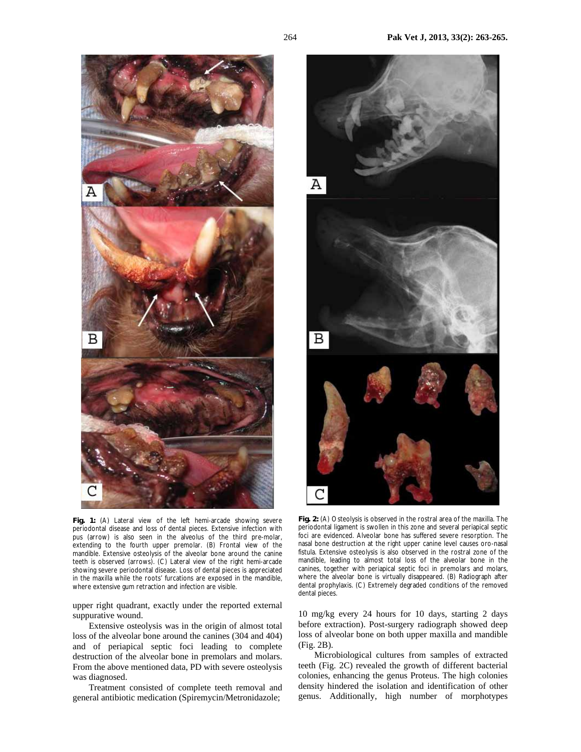**Fig. 1:** (A) Lateral view of the left hemi-arcade showing severe periodontal disease and loss of dental pieces. Extensive infection with pus (arrow) is also seen in the alveolus of the third pre-molar, extending to the fourth upper premolar. (B) Frontal view of the mandible. Extensive osteolysis of the alveolar bone around the canine teeth is observed (arrows). (C) Lateral view of the right hemi-arcade showing severe periodontal disease. Loss of dental pieces is appreciated in the maxilla while the roots' furcations are exposed in the mandible, where extensive gum retraction and infection are visible.

upper right quadrant, exactly under the reported external suppurative wound.

Extensive osteolysis was in the origin of almost total loss of the alveolar bone around the canines (304 and 404) and of periapical septic foci leading to complete destruction of the alveolar bone in premolars and molars. From the above mentioned data, PD with severe osteolysis was diagnosed.

Treatment consisted of complete teeth removal and general antibiotic medication (Spiremycin/Metronidazole; 10 mg/kg every 24 hours for 10 days, starting 2 days before extraction). Post-surgery radiograph showed deep loss of alveolar bone on both upper maxilla and mandible (Fig. 2B).

Microbiological cultures from samples of extracted teeth (Fig. 2C) revealed the growth of different bacterial colonies, enhancing the genus Proteus. The high colonies density hindered the isolation and identification of other genus. Additionally, high number of morphotypes

**Fig. 2:** (A) Osteolysis is observed in the rostral area of the maxilla. The periodontal ligament is swollen in this zone and several periapical septic foci are evidenced. Alveolar bone has suffered severe resorption. The nasal bone destruction at the right upper canine level causes oro-nasal fistula. Extensive osteolysis is also observed in the rostral zone of the mandible, leading to almost total loss of the alveolar bone in the canines, together with periapical septic foci in premolars and molars, where the alveolar bone is virtually disappeared. (B) Radiograph after dental prophylaxis. (C) Extremely degraded conditions of the removed dental pieces.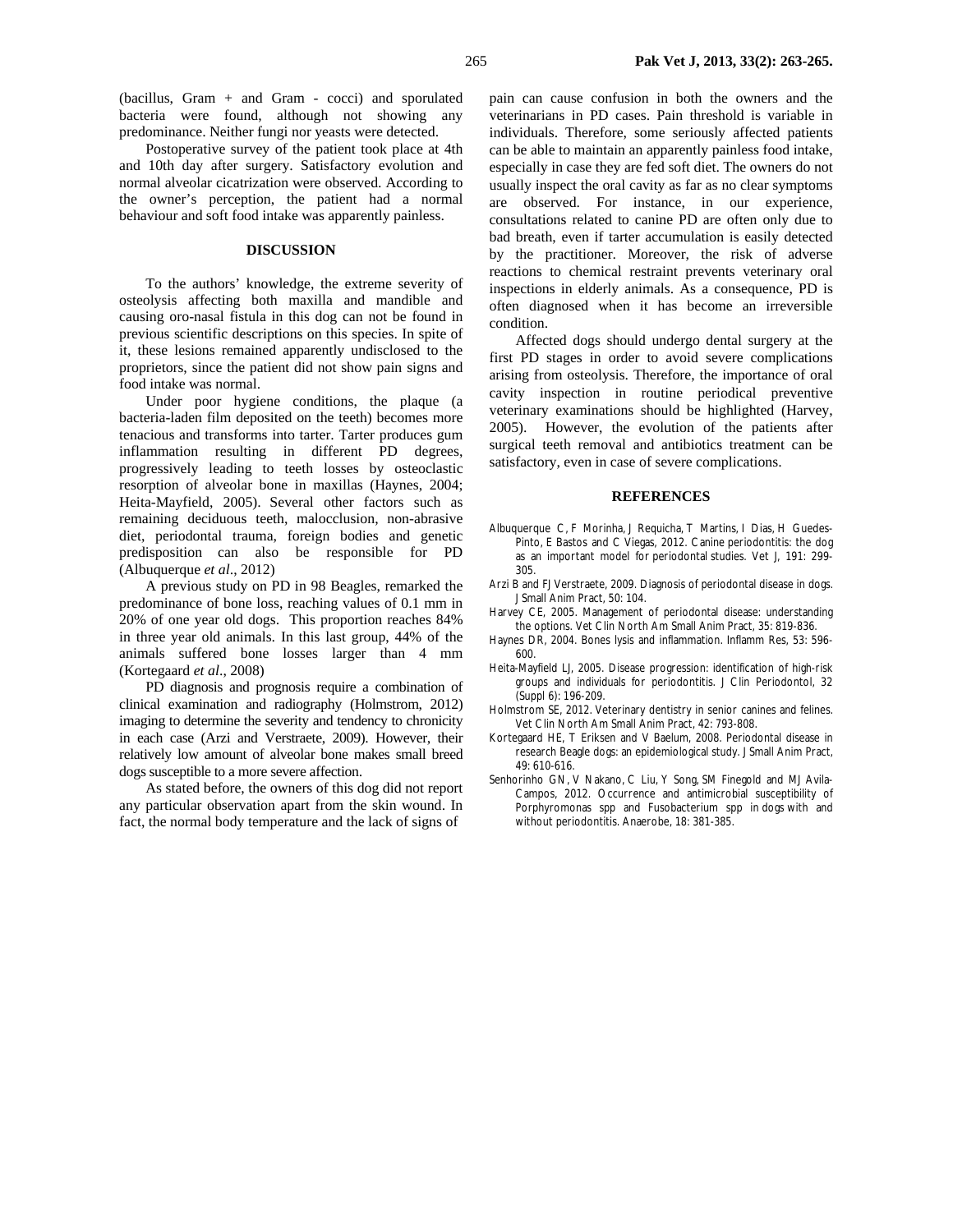(bacillus, Gram + and Gram - cocci) and sporulated bacteria were found, although not showing any predominance. Neither fungi nor yeasts were detected.

Postoperative survey of the patient took place at 4th and 10th day after surgery. Satisfactory evolution and normal alveolar cicatrization were observed. According to the owner's perception, the patient had a normal behaviour and soft food intake was apparently painless.

## DISCUSSION

To the authors' knowledge, the extreme severity of osteolysis affecting both maxilla and mandible and causing oro-nasal fistula in this dog can not be found in previous scientific descriptions on this species. In spite of it, these lesions remained apparently undisclosed to the proprietors, since the patient did not show pain signs and food intake was normal.

Under poor hygiene conditions, the plaque (a bacteria-laden film deposited on the teeth) becomes more tenacious and transforms into tarter. Tarter produces gum inflammation resulting in different PD degrees, progressively leading to teeth losses by osteoclastic resorption of alveolar bone in maxillas (Haynes, 2004; Heita-Mayfield, 2005). Several other factors such as remaining deciduous teeth, malocclusion, non-abrasive diet, periodontal trauma, foreign bodies and genetic predisposition can also be responsible for PD (Albuquerque *et al*., 2012)

A previous study on PD in 98 Beagles, remarked the predominance of bone loss, reaching values of 0.1 mm in 20% of one year old dogs. This proportion reaches 84% in three year old animals. In this last group, 44% of the animals suffered bone losses larger than 4 mm (Kortegaard *et al*., 2008)

PD diagnosis and prognosis require a combination of clinical examination and radiography (Holmstrom, 2012) imaging to determine the severity and tendency to chronicity in each case (Arzi and Verstraete, 2009). However, their relatively low amount of alveolar bone makes small breed dogs susceptible to a more severe affection.

As stated before, the owners of this dog did not report any particular observation apart from the skin wound. In fact, the normal body temperature and the lack of signs of pain can cause confusion in both the owners and the veterinarians in PD cases. Pain threshold is variable in individuals. Therefore, some seriously affected patients can be able to maintain an apparently painless food intake, especially in case they are fed soft diet. The owners do not usually inspect the oral cavity as far as no clear symptoms are observed. For instance, in our experience, consultations related to canine PD are often only due to bad breath, even if tarter accumulation is easily detected by the practitioner. Moreover, the risk of adverse reactions to chemical restraint prevents veterinary oral inspections in elderly animals. As a consequence, PD is often diagnosed when it has become an irreversible condition.

Affected dogs should undergo dental surgery at the first PD stages in order to avoid severe complications arising from osteolysis. Therefore, the importance of oral cavity inspection in routine periodical preventive veterinary examinations should be highlighted (Harvey, 2005). However, the evolution of the patients after surgical teeth removal and antibiotics treatment can be satisfactory, even in case of severe complications.

## REFERENCES

Albuquerque C, F Morinha, J Requicha, T Martins, I Dias, H Guedes-Pinto, E Bastos and C Viegas, 2012. Canine periodontitis: the dog as an important model for periodontal studies. Vet J, 191: 299-305.

Arzi B and FJ Verstraete, 2009. Diagnosis of periodontal disease in dogs. J Small Anim Pract, 50: 104.

Harvey CE, 2005. Management of periodontal disease: understanding the options. Vet Clin North Am Small Anim Pract, 35: 819-836.

Haynes DR, 2004. Bones lysis and inflammation. Inflamm Res, 53: 596-600.

Heita-Mayfield LJ, 2005. Disease progression: identification of high-risk groups and individuals for periodontitis. J Clin Periodontol, 32 (Suppl 6): 196-209.

Holmstrom SE, 2012. Veterinary dentistry in senior canines and felines. Vet Clin North Am Small Anim Pract, 42: 793-808.

Kortegaard HE, T Eriksen and V Baelum, 2008. Periodontal disease in research Beagle dogs: an epidemiological study. J Small Anim Pract, 49: 610-616.

Senhorinho GN, V Nakano, C Liu, Y Song, SM Finegold and MJ Avila-Campos, 2012. Occurrence and antimicrobial susceptibility of Porphyromonas spp and Fusobacterium spp in dogs with and without periodontitis. Anaerobe, 18: 381-385.